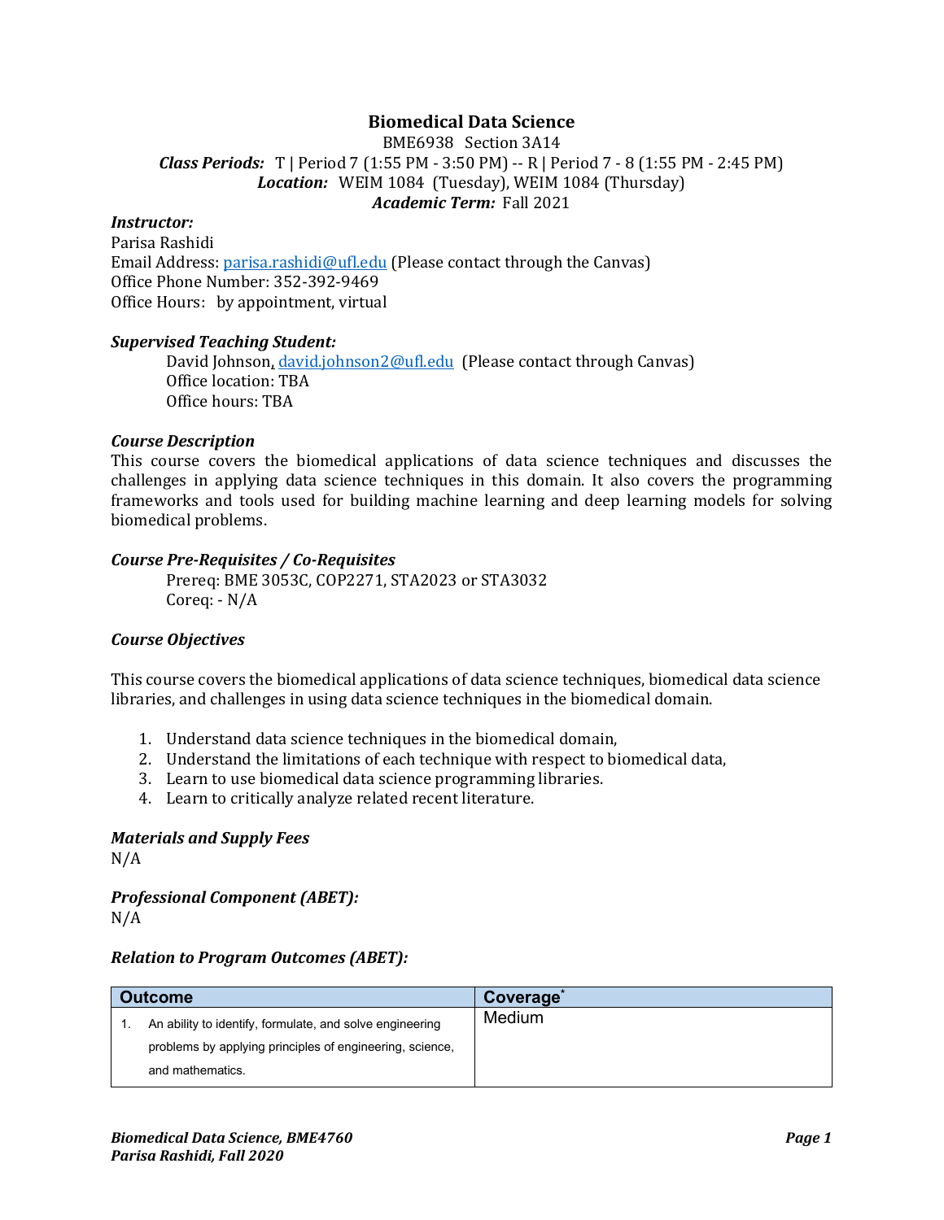# Biomedical Data Science

BME6938 Section 3A14

***Class Periods:*** T | Period 7 (1:55 PM - 3:50 PM) -- R | Period 7 - 8 (1:55 PM - 2:45 PM)

***Location:*** WEIM 1084 (Tuesday), WEIM 1084 (Thursday)

***Academic Term:*** Fall 2021

### *Instructor:*

Parisa Rashidi
Email Address: parisa.rashidi@ufl.edu (Please contact through the Canvas)
Office Phone Number: 352-392-9469
Office Hours: by appointment, virtual

### *Supervised Teaching Student:*

David Johnson, david.johnson2@ufl.edu (Please contact through Canvas)
Office location: TBA
Office hours: TBA

### *Course Description*

This course covers the biomedical applications of data science techniques and discusses the challenges in applying data science techniques in this domain. It also covers the programming frameworks and tools used for building machine learning and deep learning models for solving biomedical problems.

### *Course Pre-Requisites / Co-Requisites*

Prereq: BME 3053C, COP2271, STA2023 or STA3032
Coreq: - N/A

### *Course Objectives*

This course covers the biomedical applications of data science techniques, biomedical data science libraries, and challenges in using data science techniques in the biomedical domain.

1. Understand data science techniques in the biomedical domain,
2. Understand the limitations of each technique with respect to biomedical data,
3. Learn to use biomedical data science programming libraries.
4. Learn to critically analyze related recent literature.

### *Materials and Supply Fees*

N/A

### *Professional Component (ABET):*

N/A

### *Relation to Program Outcomes (ABET):*

| Outcome | Coverage* |
|---|---|
| 1. An ability to identify, formulate, and solve engineering problems by applying principles of engineering, science, and mathematics. | Medium |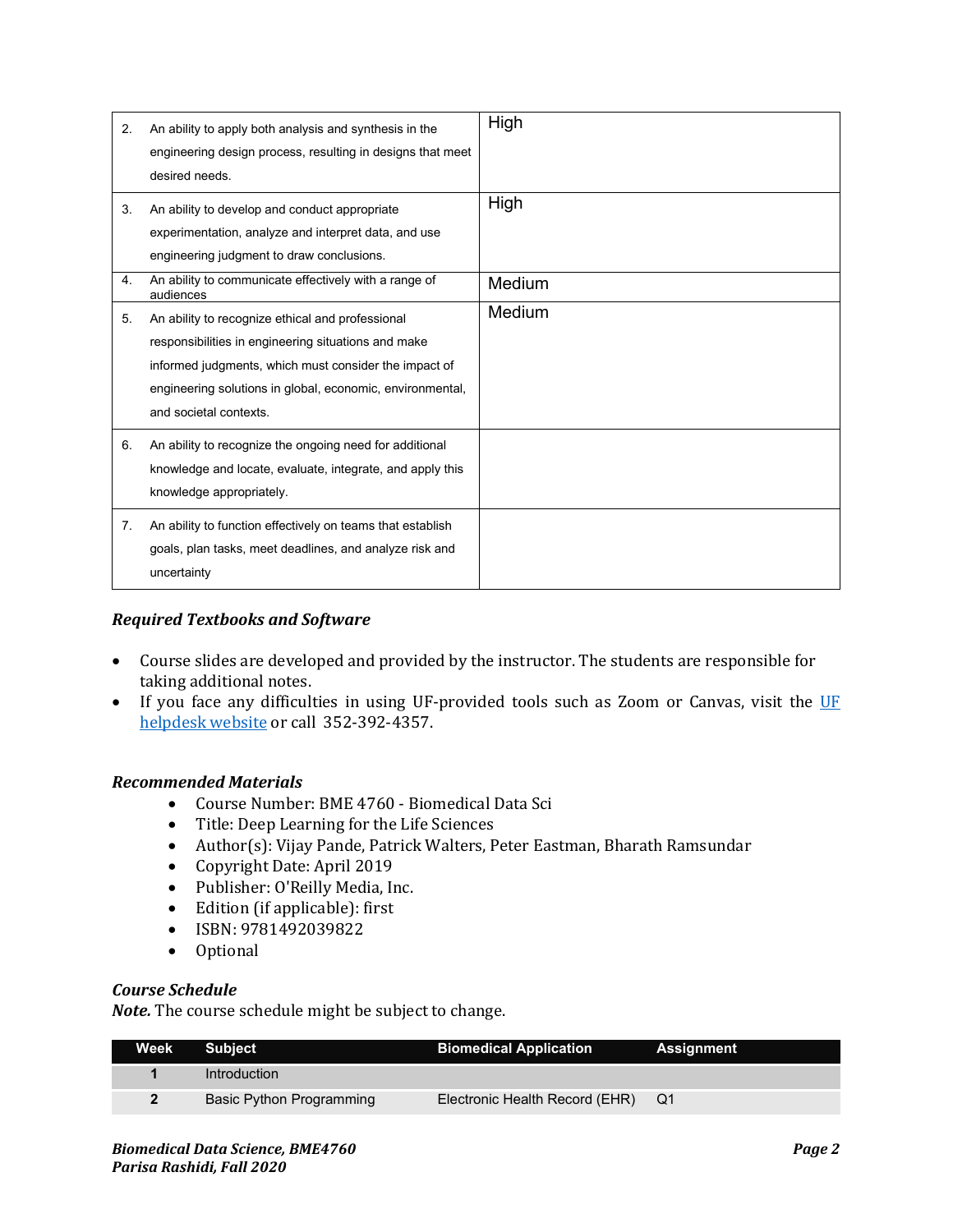| | |
|---|---|
| 2. An ability to apply both analysis and synthesis in the engineering design process, resulting in designs that meet desired needs. | High |
| 3. An ability to develop and conduct appropriate experimentation, analyze and interpret data, and use engineering judgment to draw conclusions. | High |
| 4. An ability to communicate effectively with a range of audiences | Medium |
| 5. An ability to recognize ethical and professional responsibilities in engineering situations and make informed judgments, which must consider the impact of engineering solutions in global, economic, environmental, and societal contexts. | Medium |
| 6. An ability to recognize the ongoing need for additional knowledge and locate, evaluate, integrate, and apply this knowledge appropriately. | |
| 7. An ability to function effectively on teams that establish goals, plan tasks, meet deadlines, and analyze risk and uncertainty | |

### *Required Textbooks and Software*

- Course slides are developed and provided by the instructor. The students are responsible for taking additional notes.
- If you face any difficulties in using UF-provided tools such as Zoom or Canvas, visit the UF helpdesk website or call 352-392-4357.

### *Recommended Materials*

- Course Number: BME 4760 - Biomedical Data Sci
- Title: Deep Learning for the Life Sciences
- Author(s): Vijay Pande, Patrick Walters, Peter Eastman, Bharath Ramsundar
- Copyright Date: April 2019
- Publisher: O'Reilly Media, Inc.
- Edition (if applicable): first
- ISBN: 9781492039822
- Optional

### *Course Schedule*

***Note.*** The course schedule might be subject to change.

| Week | Subject | Biomedical Application | Assignment |
|---|---|---|---|
| 1 | Introduction | | |
| 2 | Basic Python Programming | Electronic Health Record (EHR) | Q1 |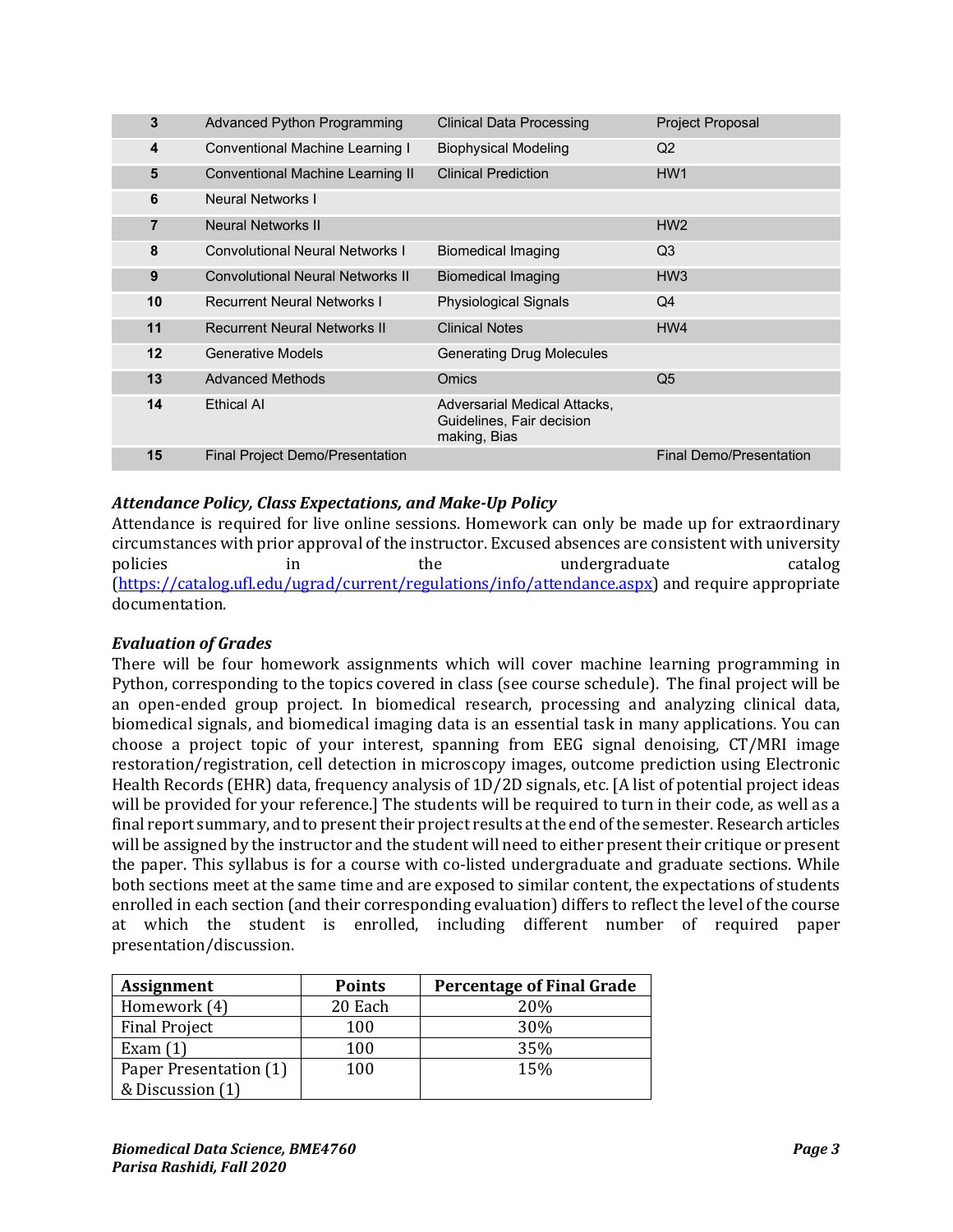| 3 | Advanced Python Programming | Clinical Data Processing | Project Proposal |
|---|---|---|---|
| 4 | Conventional Machine Learning I | Biophysical Modeling | Q2 |
| 5 | Conventional Machine Learning II | Clinical Prediction | HW1 |
| 6 | Neural Networks I | | |
| 7 | Neural Networks II | | HW2 |
| 8 | Convolutional Neural Networks I | Biomedical Imaging | Q3 |
| 9 | Convolutional Neural Networks II | Biomedical Imaging | HW3 |
| 10 | Recurrent Neural Networks I | Physiological Signals | Q4 |
| 11 | Recurrent Neural Networks II | Clinical Notes | HW4 |
| 12 | Generative Models | Generating Drug Molecules | |
| 13 | Advanced Methods | Omics | Q5 |
| 14 | Ethical AI | Adversarial Medical Attacks, Guidelines, Fair decision making, Bias | |
| 15 | Final Project Demo/Presentation | | Final Demo/Presentation |

### *Attendance Policy, Class Expectations, and Make-Up Policy*

Attendance is required for live online sessions. Homework can only be made up for extraordinary circumstances with prior approval of the instructor. Excused absences are consistent with university policies in the undergraduate catalog (https://catalog.ufl.edu/ugrad/current/regulations/info/attendance.aspx) and require appropriate documentation.

### *Evaluation of Grades*

There will be four homework assignments which will cover machine learning programming in Python, corresponding to the topics covered in class (see course schedule). The final project will be an open-ended group project. In biomedical research, processing and analyzing clinical data, biomedical signals, and biomedical imaging data is an essential task in many applications. You can choose a project topic of your interest, spanning from EEG signal denoising, CT/MRI image restoration/registration, cell detection in microscopy images, outcome prediction using Electronic Health Records (EHR) data, frequency analysis of 1D/2D signals, etc. [A list of potential project ideas will be provided for your reference.] The students will be required to turn in their code, as well as a final report summary, and to present their project results at the end of the semester. Research articles will be assigned by the instructor and the student will need to either present their critique or present the paper. This syllabus is for a course with co-listed undergraduate and graduate sections. While both sections meet at the same time and are exposed to similar content, the expectations of students enrolled in each section (and their corresponding evaluation) differs to reflect the level of the course at which the student is enrolled, including different number of required paper presentation/discussion.

| Assignment | Points | Percentage of Final Grade |
|---|---|---|
| Homework (4) | 20 Each | 20% |
| Final Project | 100 | 30% |
| Exam (1) | 100 | 35% |
| Paper Presentation (1) & Discussion (1) | 100 | 15% |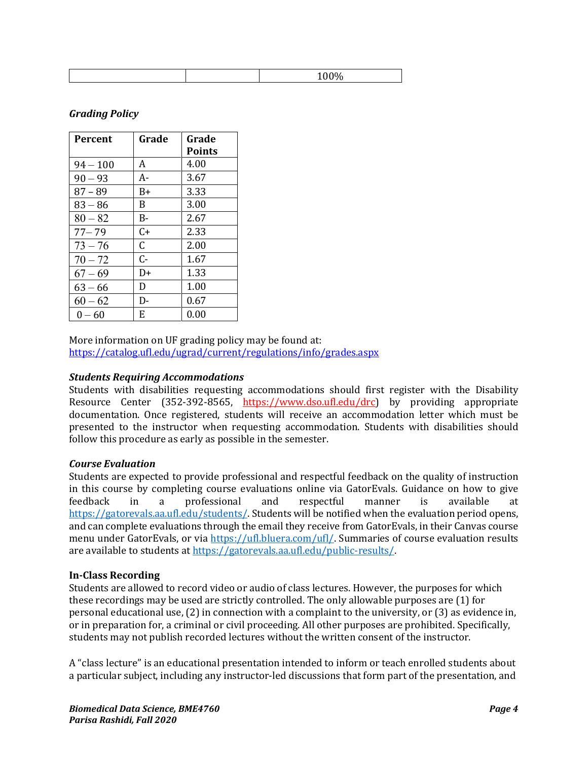| | | 100% |
|---|---|---|

***Grading Policy***

| Percent | Grade | Grade Points |
|---|---|---|
| 94 – 100 | A | 4.00 |
| 90 – 93 | A- | 3.67 |
| 87 – 89 | B+ | 3.33 |
| 83 – 86 | B | 3.00 |
| 80 – 82 | B- | 2.67 |
| 77– 79 | C+ | 2.33 |
| 73 – 76 | C | 2.00 |
| 70 – 72 | C- | 1.67 |
| 67 – 69 | D+ | 1.33 |
| 63 – 66 | D | 1.00 |
| 60 – 62 | D- | 0.67 |
| 0 – 60 | E | 0.00 |

More information on UF grading policy may be found at:
https://catalog.ufl.edu/ugrad/current/regulations/info/grades.aspx

***Students Requiring Accommodations***

Students with disabilities requesting accommodations should first register with the Disability Resource Center (352-392-8565, https://www.dso.ufl.edu/drc) by providing appropriate documentation. Once registered, students will receive an accommodation letter which must be presented to the instructor when requesting accommodation. Students with disabilities should follow this procedure as early as possible in the semester.

***Course Evaluation***

Students are expected to provide professional and respectful feedback on the quality of instruction in this course by completing course evaluations online via GatorEvals. Guidance on how to give feedback in a professional and respectful manner is available at https://gatorevals.aa.ufl.edu/students/. Students will be notified when the evaluation period opens, and can complete evaluations through the email they receive from GatorEvals, in their Canvas course menu under GatorEvals, or via https://ufl.bluera.com/ufl/. Summaries of course evaluation results are available to students at https://gatorevals.aa.ufl.edu/public-results/.

**In-Class Recording**

Students are allowed to record video or audio of class lectures. However, the purposes for which these recordings may be used are strictly controlled. The only allowable purposes are (1) for personal educational use, (2) in connection with a complaint to the university, or (3) as evidence in, or in preparation for, a criminal or civil proceeding. All other purposes are prohibited. Specifically, students may not publish recorded lectures without the written consent of the instructor.

A "class lecture" is an educational presentation intended to inform or teach enrolled students about a particular subject, including any instructor-led discussions that form part of the presentation, and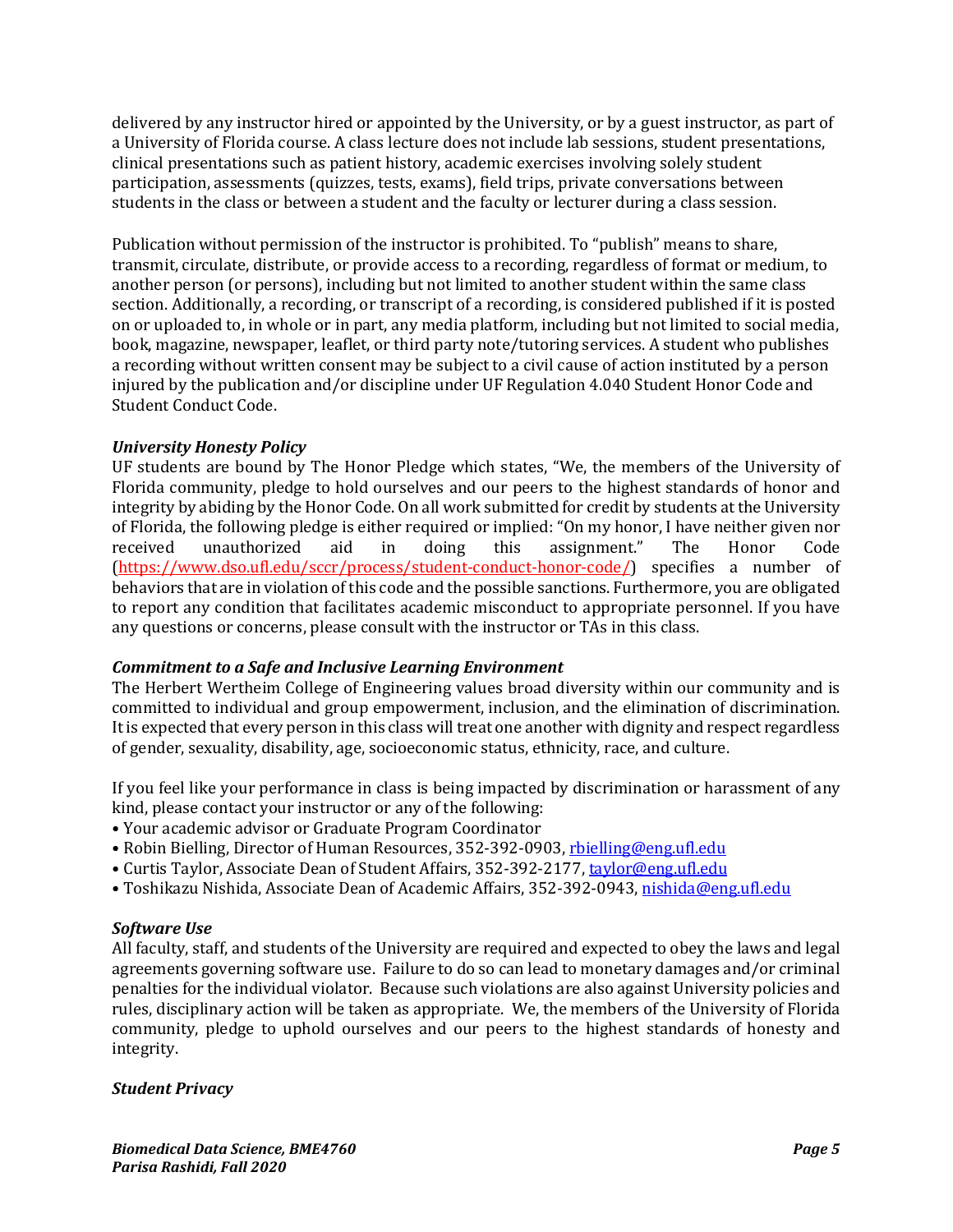delivered by any instructor hired or appointed by the University, or by a guest instructor, as part of a University of Florida course. A class lecture does not include lab sessions, student presentations, clinical presentations such as patient history, academic exercises involving solely student participation, assessments (quizzes, tests, exams), field trips, private conversations between students in the class or between a student and the faculty or lecturer during a class session.

Publication without permission of the instructor is prohibited. To "publish" means to share, transmit, circulate, distribute, or provide access to a recording, regardless of format or medium, to another person (or persons), including but not limited to another student within the same class section. Additionally, a recording, or transcript of a recording, is considered published if it is posted on or uploaded to, in whole or in part, any media platform, including but not limited to social media, book, magazine, newspaper, leaflet, or third party note/tutoring services. A student who publishes a recording without written consent may be subject to a civil cause of action instituted by a person injured by the publication and/or discipline under UF Regulation 4.040 Student Honor Code and Student Conduct Code.

***University Honesty Policy***

UF students are bound by The Honor Pledge which states, "We, the members of the University of Florida community, pledge to hold ourselves and our peers to the highest standards of honor and integrity by abiding by the Honor Code. On all work submitted for credit by students at the University of Florida, the following pledge is either required or implied: "On my honor, I have neither given nor received unauthorized aid in doing this assignment." The Honor Code (https://www.dso.ufl.edu/sccr/process/student-conduct-honor-code/) specifies a number of behaviors that are in violation of this code and the possible sanctions. Furthermore, you are obligated to report any condition that facilitates academic misconduct to appropriate personnel. If you have any questions or concerns, please consult with the instructor or TAs in this class.

***Commitment to a Safe and Inclusive Learning Environment***

The Herbert Wertheim College of Engineering values broad diversity within our community and is committed to individual and group empowerment, inclusion, and the elimination of discrimination. It is expected that every person in this class will treat one another with dignity and respect regardless of gender, sexuality, disability, age, socioeconomic status, ethnicity, race, and culture.

If you feel like your performance in class is being impacted by discrimination or harassment of any kind, please contact your instructor or any of the following:

- Your academic advisor or Graduate Program Coordinator
- Robin Bielling, Director of Human Resources, 352-392-0903, rbielling@eng.ufl.edu
- Curtis Taylor, Associate Dean of Student Affairs, 352-392-2177, taylor@eng.ufl.edu
- Toshikazu Nishida, Associate Dean of Academic Affairs, 352-392-0943, nishida@eng.ufl.edu

***Software Use***

All faculty, staff, and students of the University are required and expected to obey the laws and legal agreements governing software use. Failure to do so can lead to monetary damages and/or criminal penalties for the individual violator. Because such violations are also against University policies and rules, disciplinary action will be taken as appropriate. We, the members of the University of Florida community, pledge to uphold ourselves and our peers to the highest standards of honesty and integrity.

***Student Privacy***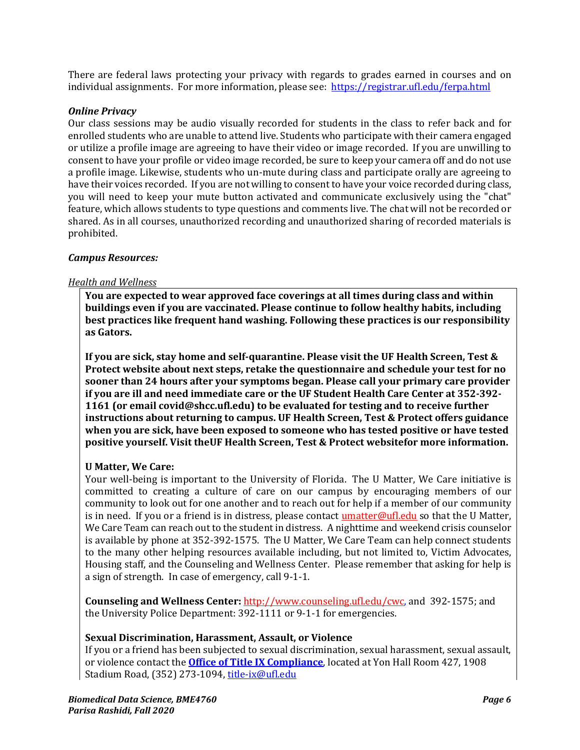There are federal laws protecting your privacy with regards to grades earned in courses and on individual assignments. For more information, please see: https://registrar.ufl.edu/ferpa.html

### *Online Privacy*

Our class sessions may be audio visually recorded for students in the class to refer back and for enrolled students who are unable to attend live. Students who participate with their camera engaged or utilize a profile image are agreeing to have their video or image recorded. If you are unwilling to consent to have your profile or video image recorded, be sure to keep your camera off and do not use a profile image. Likewise, students who un-mute during class and participate orally are agreeing to have their voices recorded. If you are not willing to consent to have your voice recorded during class, you will need to keep your mute button activated and communicate exclusively using the "chat" feature, which allows students to type questions and comments live. The chat will not be recorded or shared. As in all courses, unauthorized recording and unauthorized sharing of recorded materials is prohibited.

### *Campus Resources:*

*Health and Wellness*

**You are expected to wear approved face coverings at all times during class and within buildings even if you are vaccinated. Please continue to follow healthy habits, including best practices like frequent hand washing. Following these practices is our responsibility as Gators.**

**If you are sick, stay home and self-quarantine. Please visit the UF Health Screen, Test & Protect website about next steps, retake the questionnaire and schedule your test for no sooner than 24 hours after your symptoms began. Please call your primary care provider if you are ill and need immediate care or the UF Student Health Care Center at 352-392-1161 (or email covid@shcc.ufl.edu) to be evaluated for testing and to receive further instructions about returning to campus. UF Health Screen, Test & Protect offers guidance when you are sick, have been exposed to someone who has tested positive or have tested positive yourself. Visit theUF Health Screen, Test & Protect websitefor more information.**

**U Matter, We Care:**

Your well-being is important to the University of Florida. The U Matter, We Care initiative is committed to creating a culture of care on our campus by encouraging members of our community to look out for one another and to reach out for help if a member of our community is in need. If you or a friend is in distress, please contact umatter@ufl.edu so that the U Matter, We Care Team can reach out to the student in distress. A nighttime and weekend crisis counselor is available by phone at 352-392-1575. The U Matter, We Care Team can help connect students to the many other helping resources available including, but not limited to, Victim Advocates, Housing staff, and the Counseling and Wellness Center. Please remember that asking for help is a sign of strength. In case of emergency, call 9-1-1.

**Counseling and Wellness Center:** http://www.counseling.ufl.edu/cwc, and 392-1575; and the University Police Department: 392-1111 or 9-1-1 for emergencies.

**Sexual Discrimination, Harassment, Assault, or Violence**

If you or a friend has been subjected to sexual discrimination, sexual harassment, sexual assault, or violence contact the **Office of Title IX Compliance**, located at Yon Hall Room 427, 1908 Stadium Road, (352) 273-1094, title-ix@ufl.edu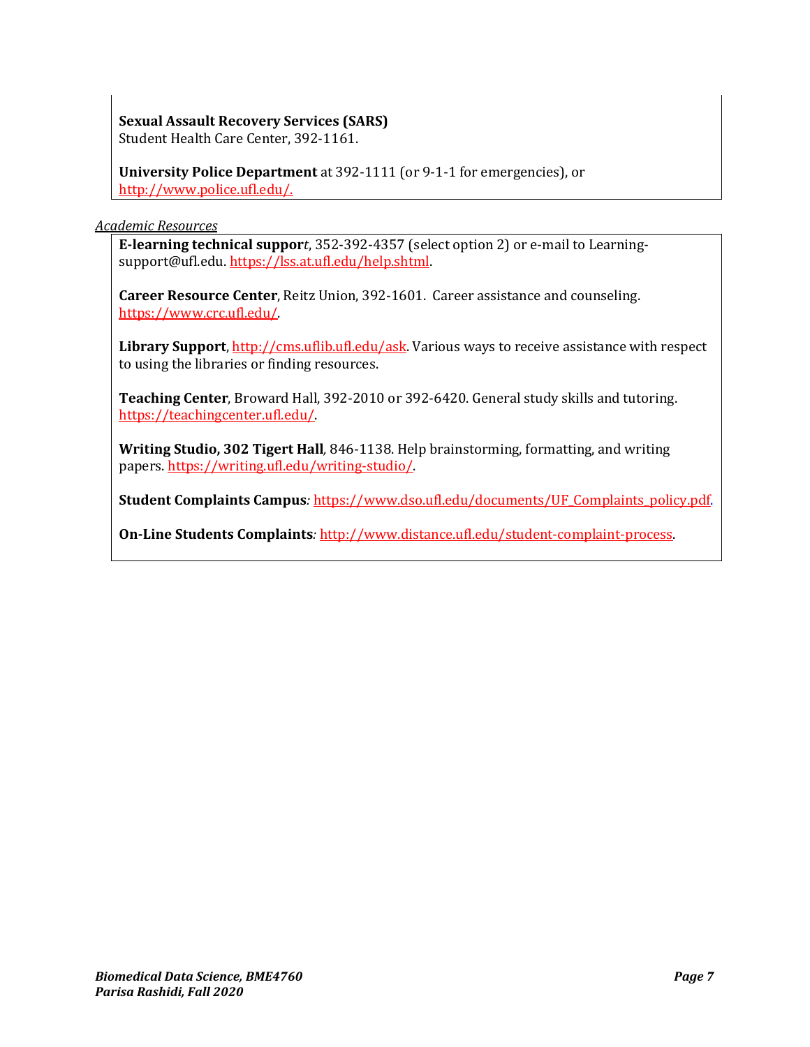**Sexual Assault Recovery Services (SARS)**
Student Health Care Center, 392-1161.

**University Police Department** at 392-1111 (or 9-1-1 for emergencies), or http://www.police.ufl.edu/.

*Academic Resources*

**E-learning technical support**, 352-392-4357 (select option 2) or e-mail to Learning-support@ufl.edu. https://lss.at.ufl.edu/help.shtml.

**Career Resource Center**, Reitz Union, 392-1601. Career assistance and counseling. https://www.crc.ufl.edu/.

**Library Support**, http://cms.uflib.ufl.edu/ask. Various ways to receive assistance with respect to using the libraries or finding resources.

**Teaching Center**, Broward Hall, 392-2010 or 392-6420. General study skills and tutoring. https://teachingcenter.ufl.edu/.

**Writing Studio, 302 Tigert Hall**, 846-1138. Help brainstorming, formatting, and writing papers. https://writing.ufl.edu/writing-studio/.

**Student Complaints Campus**: https://www.dso.ufl.edu/documents/UF_Complaints_policy.pdf.

**On-Line Students Complaints**: http://www.distance.ufl.edu/student-complaint-process.